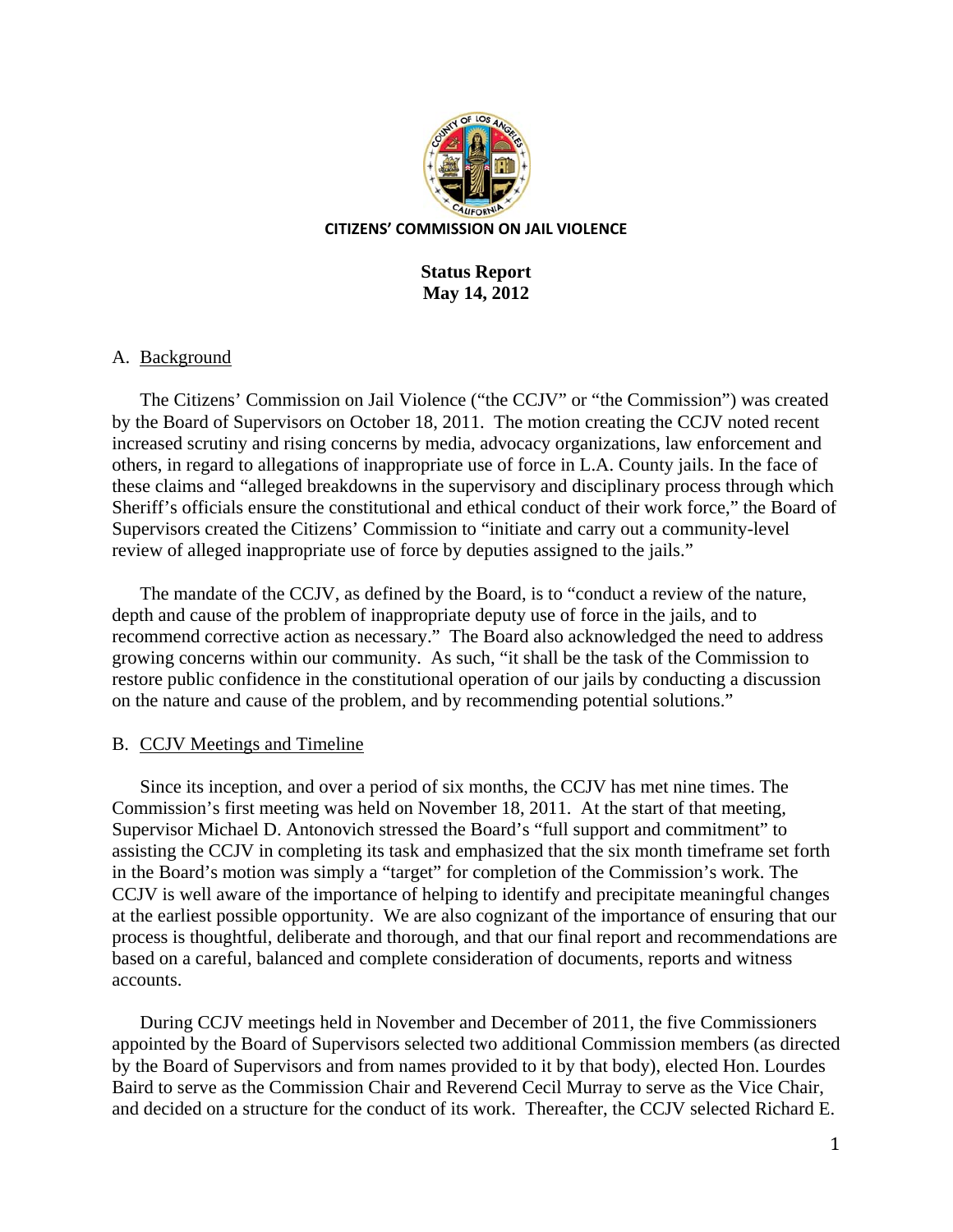**CITIZENS' COMMISSION ON JAIL VIOLENCE**

**Status Report**
**May 14, 2012**

## A. Background

The Citizens' Commission on Jail Violence ("the CCJV" or "the Commission") was created by the Board of Supervisors on October 18, 2011. The motion creating the CCJV noted recent increased scrutiny and rising concerns by media, advocacy organizations, law enforcement and others, in regard to allegations of inappropriate use of force in L.A. County jails. In the face of these claims and "alleged breakdowns in the supervisory and disciplinary process through which Sheriff's officials ensure the constitutional and ethical conduct of their work force," the Board of Supervisors created the Citizens' Commission to "initiate and carry out a community-level review of alleged inappropriate use of force by deputies assigned to the jails."

The mandate of the CCJV, as defined by the Board, is to "conduct a review of the nature, depth and cause of the problem of inappropriate deputy use of force in the jails, and to recommend corrective action as necessary." The Board also acknowledged the need to address growing concerns within our community. As such, "it shall be the task of the Commission to restore public confidence in the constitutional operation of our jails by conducting a discussion on the nature and cause of the problem, and by recommending potential solutions."

## B. CCJV Meetings and Timeline

Since its inception, and over a period of six months, the CCJV has met nine times. The Commission's first meeting was held on November 18, 2011. At the start of that meeting, Supervisor Michael D. Antonovich stressed the Board's "full support and commitment" to assisting the CCJV in completing its task and emphasized that the six month timeframe set forth in the Board's motion was simply a "target" for completion of the Commission's work. The CCJV is well aware of the importance of helping to identify and precipitate meaningful changes at the earliest possible opportunity. We are also cognizant of the importance of ensuring that our process is thoughtful, deliberate and thorough, and that our final report and recommendations are based on a careful, balanced and complete consideration of documents, reports and witness accounts.

During CCJV meetings held in November and December of 2011, the five Commissioners appointed by the Board of Supervisors selected two additional Commission members (as directed by the Board of Supervisors and from names provided to it by that body), elected Hon. Lourdes Baird to serve as the Commission Chair and Reverend Cecil Murray to serve as the Vice Chair, and decided on a structure for the conduct of its work. Thereafter, the CCJV selected Richard E.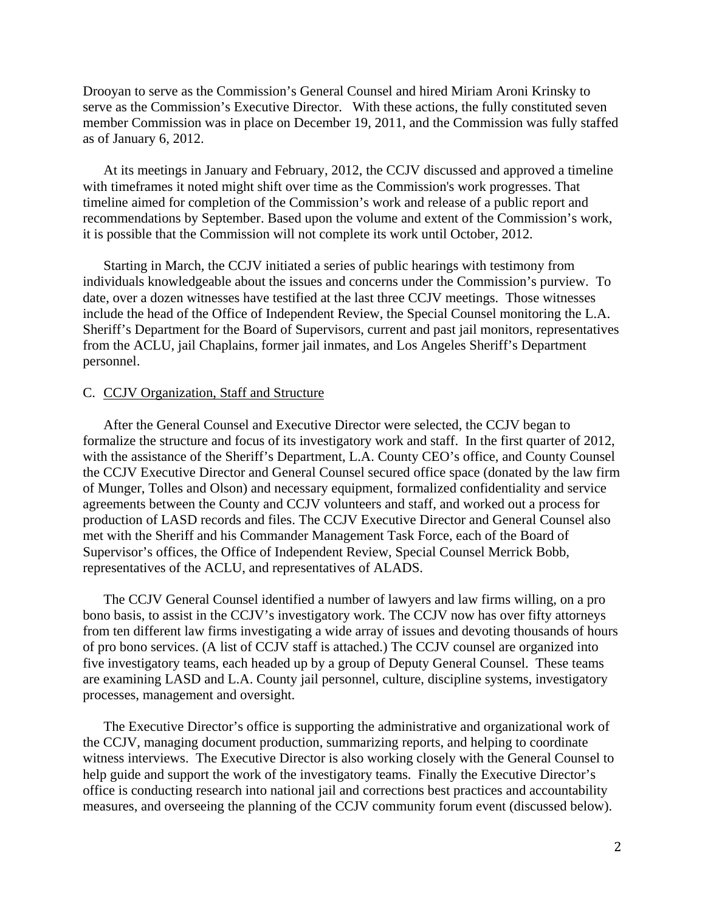Drooyan to serve as the Commission's General Counsel and hired Miriam Aroni Krinsky to serve as the Commission's Executive Director. With these actions, the fully constituted seven member Commission was in place on December 19, 2011, and the Commission was fully staffed as of January 6, 2012.

At its meetings in January and February, 2012, the CCJV discussed and approved a timeline with timeframes it noted might shift over time as the Commission's work progresses. That timeline aimed for completion of the Commission's work and release of a public report and recommendations by September. Based upon the volume and extent of the Commission's work, it is possible that the Commission will not complete its work until October, 2012.

Starting in March, the CCJV initiated a series of public hearings with testimony from individuals knowledgeable about the issues and concerns under the Commission's purview. To date, over a dozen witnesses have testified at the last three CCJV meetings. Those witnesses include the head of the Office of Independent Review, the Special Counsel monitoring the L.A. Sheriff's Department for the Board of Supervisors, current and past jail monitors, representatives from the ACLU, jail Chaplains, former jail inmates, and Los Angeles Sheriff's Department personnel.

C. <u>CCJV Organization, Staff and Structure</u>

After the General Counsel and Executive Director were selected, the CCJV began to formalize the structure and focus of its investigatory work and staff. In the first quarter of 2012, with the assistance of the Sheriff's Department, L.A. County CEO's office, and County Counsel the CCJV Executive Director and General Counsel secured office space (donated by the law firm of Munger, Tolles and Olson) and necessary equipment, formalized confidentiality and service agreements between the County and CCJV volunteers and staff, and worked out a process for production of LASD records and files. The CCJV Executive Director and General Counsel also met with the Sheriff and his Commander Management Task Force, each of the Board of Supervisor's offices, the Office of Independent Review, Special Counsel Merrick Bobb, representatives of the ACLU, and representatives of ALADS.

The CCJV General Counsel identified a number of lawyers and law firms willing, on a pro bono basis, to assist in the CCJV's investigatory work. The CCJV now has over fifty attorneys from ten different law firms investigating a wide array of issues and devoting thousands of hours of pro bono services. (A list of CCJV staff is attached.) The CCJV counsel are organized into five investigatory teams, each headed up by a group of Deputy General Counsel. These teams are examining LASD and L.A. County jail personnel, culture, discipline systems, investigatory processes, management and oversight.

The Executive Director's office is supporting the administrative and organizational work of the CCJV, managing document production, summarizing reports, and helping to coordinate witness interviews. The Executive Director is also working closely with the General Counsel to help guide and support the work of the investigatory teams. Finally the Executive Director's office is conducting research into national jail and corrections best practices and accountability measures, and overseeing the planning of the CCJV community forum event (discussed below).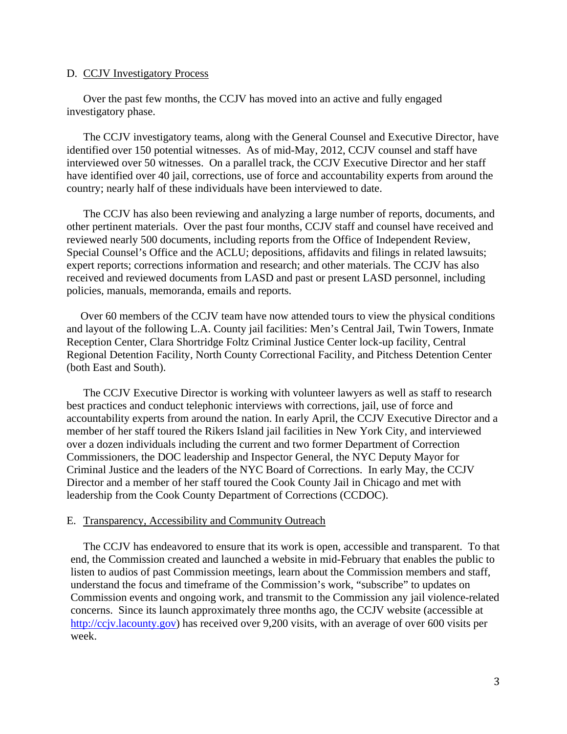D. <u>CCJV Investigatory Process</u>

Over the past few months, the CCJV has moved into an active and fully engaged investigatory phase.

The CCJV investigatory teams, along with the General Counsel and Executive Director, have identified over 150 potential witnesses. As of mid-May, 2012, CCJV counsel and staff have interviewed over 50 witnesses. On a parallel track, the CCJV Executive Director and her staff have identified over 40 jail, corrections, use of force and accountability experts from around the country; nearly half of these individuals have been interviewed to date.

The CCJV has also been reviewing and analyzing a large number of reports, documents, and other pertinent materials. Over the past four months, CCJV staff and counsel have received and reviewed nearly 500 documents, including reports from the Office of Independent Review, Special Counsel's Office and the ACLU; depositions, affidavits and filings in related lawsuits; expert reports; corrections information and research; and other materials. The CCJV has also received and reviewed documents from LASD and past or present LASD personnel, including policies, manuals, memoranda, emails and reports.

Over 60 members of the CCJV team have now attended tours to view the physical conditions and layout of the following L.A. County jail facilities: Men's Central Jail, Twin Towers, Inmate Reception Center, Clara Shortridge Foltz Criminal Justice Center lock-up facility, Central Regional Detention Facility, North County Correctional Facility, and Pitchess Detention Center (both East and South).

The CCJV Executive Director is working with volunteer lawyers as well as staff to research best practices and conduct telephonic interviews with corrections, jail, use of force and accountability experts from around the nation. In early April, the CCJV Executive Director and a member of her staff toured the Rikers Island jail facilities in New York City, and interviewed over a dozen individuals including the current and two former Department of Correction Commissioners, the DOC leadership and Inspector General, the NYC Deputy Mayor for Criminal Justice and the leaders of the NYC Board of Corrections. In early May, the CCJV Director and a member of her staff toured the Cook County Jail in Chicago and met with leadership from the Cook County Department of Corrections (CCDOC).

E. <u>Transparency, Accessibility and Community Outreach</u>

The CCJV has endeavored to ensure that its work is open, accessible and transparent. To that end, the Commission created and launched a website in mid-February that enables the public to listen to audios of past Commission meetings, learn about the Commission members and staff, understand the focus and timeframe of the Commission's work, "subscribe" to updates on Commission events and ongoing work, and transmit to the Commission any jail violence-related concerns. Since its launch approximately three months ago, the CCJV website (accessible at http://ccjv.lacounty.gov) has received over 9,200 visits, with an average of over 600 visits per week.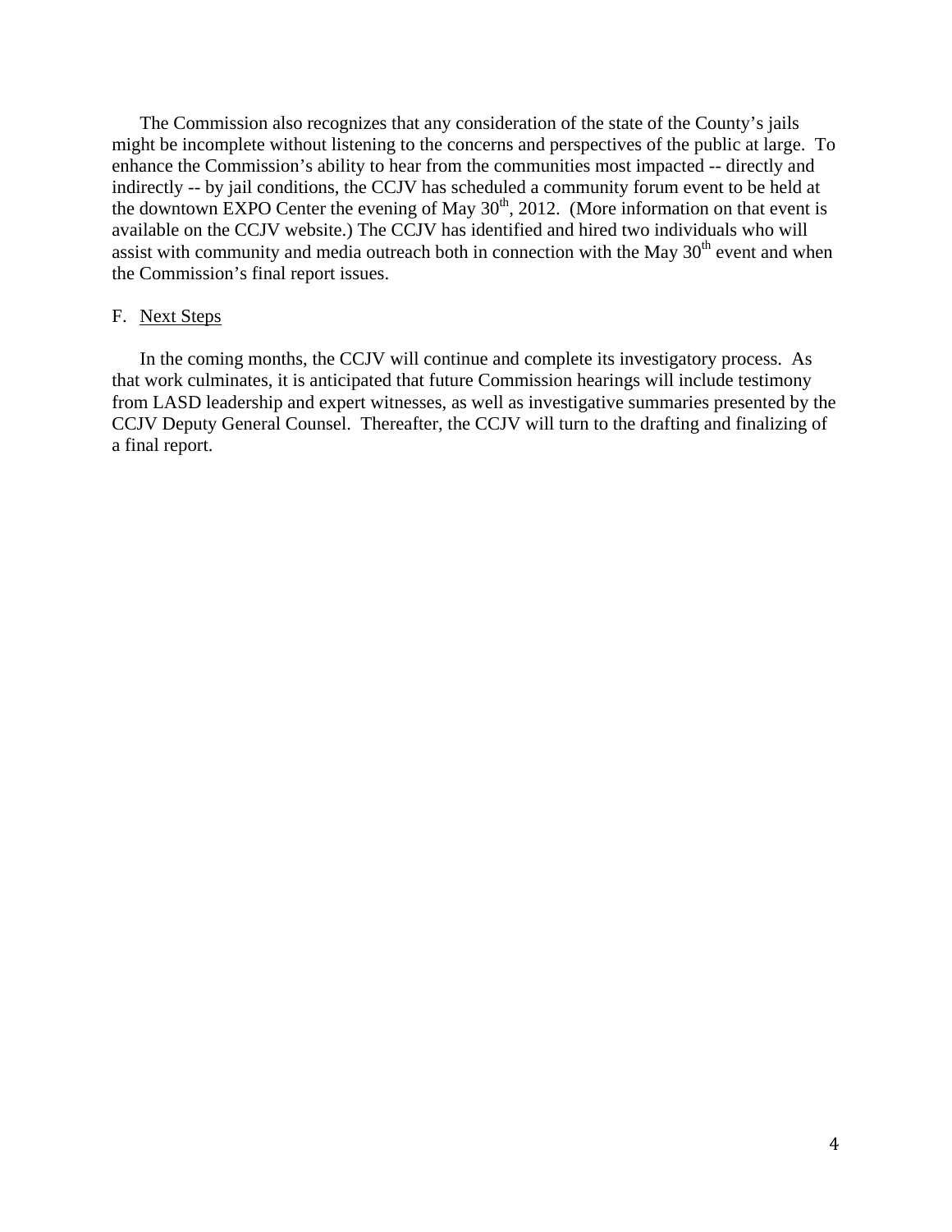The Commission also recognizes that any consideration of the state of the County's jails might be incomplete without listening to the concerns and perspectives of the public at large. To enhance the Commission's ability to hear from the communities most impacted -- directly and indirectly -- by jail conditions, the CCJV has scheduled a community forum event to be held at the downtown EXPO Center the evening of May 30th, 2012. (More information on that event is available on the CCJV website.) The CCJV has identified and hired two individuals who will assist with community and media outreach both in connection with the May 30th event and when the Commission's final report issues.

F. Next Steps

In the coming months, the CCJV will continue and complete its investigatory process. As that work culminates, it is anticipated that future Commission hearings will include testimony from LASD leadership and expert witnesses, as well as investigative summaries presented by the CCJV Deputy General Counsel. Thereafter, the CCJV will turn to the drafting and finalizing of a final report.